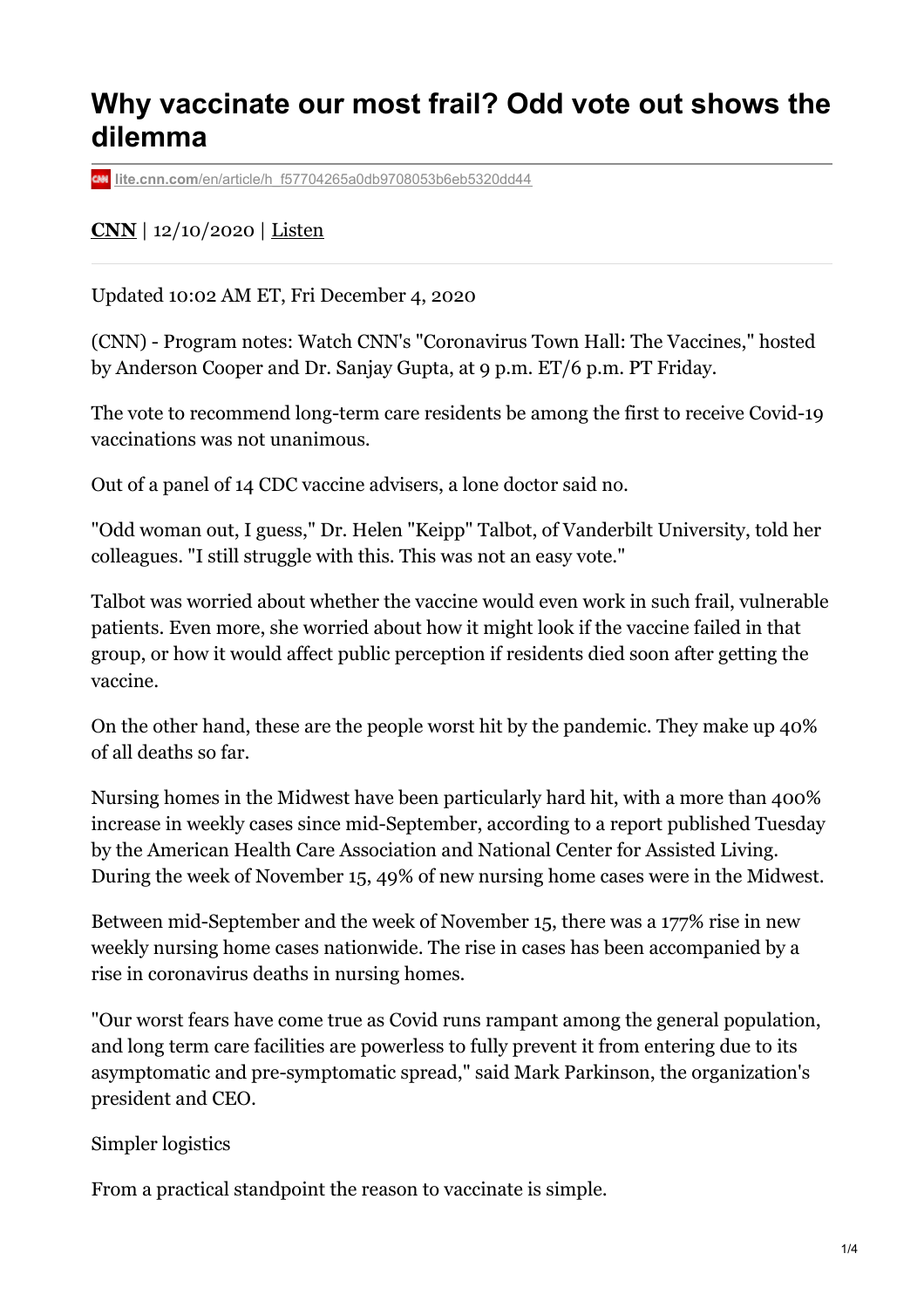# Why vaccinate our most frail? Odd vote out shows the dilemma

lite.cnn.com/en/article/h_f57704265a0db9708053b6eb5320dd44

**CNN** | 12/10/2020 | Listen

Updated 10:02 AM ET, Fri December 4, 2020

(CNN) - Program notes: Watch CNN's "Coronavirus Town Hall: The Vaccines," hosted by Anderson Cooper and Dr. Sanjay Gupta, at 9 p.m. ET/6 p.m. PT Friday.

The vote to recommend long-term care residents be among the first to receive Covid-19 vaccinations was not unanimous.

Out of a panel of 14 CDC vaccine advisers, a lone doctor said no.

"Odd woman out, I guess," Dr. Helen "Keipp" Talbot, of Vanderbilt University, told her colleagues. "I still struggle with this. This was not an easy vote."

Talbot was worried about whether the vaccine would even work in such frail, vulnerable patients. Even more, she worried about how it might look if the vaccine failed in that group, or how it would affect public perception if residents died soon after getting the vaccine.

On the other hand, these are the people worst hit by the pandemic. They make up 40% of all deaths so far.

Nursing homes in the Midwest have been particularly hard hit, with a more than 400% increase in weekly cases since mid-September, according to a report published Tuesday by the American Health Care Association and National Center for Assisted Living. During the week of November 15, 49% of new nursing home cases were in the Midwest.

Between mid-September and the week of November 15, there was a 177% rise in new weekly nursing home cases nationwide. The rise in cases has been accompanied by a rise in coronavirus deaths in nursing homes.

"Our worst fears have come true as Covid runs rampant among the general population, and long term care facilities are powerless to fully prevent it from entering due to its asymptomatic and pre-symptomatic spread," said Mark Parkinson, the organization's president and CEO.

Simpler logistics

From a practical standpoint the reason to vaccinate is simple.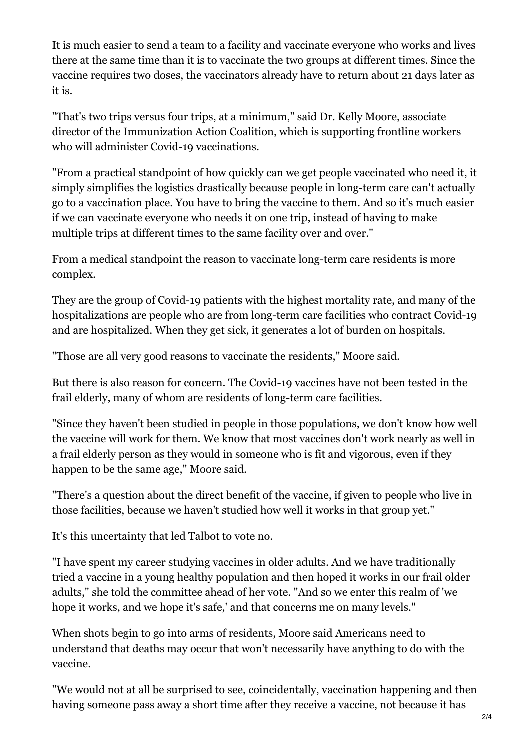It is much easier to send a team to a facility and vaccinate everyone who works and lives there at the same time than it is to vaccinate the two groups at different times. Since the vaccine requires two doses, the vaccinators already have to return about 21 days later as it is.

"That's two trips versus four trips, at a minimum," said Dr. Kelly Moore, associate director of the Immunization Action Coalition, which is supporting frontline workers who will administer Covid-19 vaccinations.

"From a practical standpoint of how quickly can we get people vaccinated who need it, it simply simplifies the logistics drastically because people in long-term care can't actually go to a vaccination place. You have to bring the vaccine to them. And so it's much easier if we can vaccinate everyone who needs it on one trip, instead of having to make multiple trips at different times to the same facility over and over."

From a medical standpoint the reason to vaccinate long-term care residents is more complex.

They are the group of Covid-19 patients with the highest mortality rate, and many of the hospitalizations are people who are from long-term care facilities who contract Covid-19 and are hospitalized. When they get sick, it generates a lot of burden on hospitals.

"Those are all very good reasons to vaccinate the residents," Moore said.

But there is also reason for concern. The Covid-19 vaccines have not been tested in the frail elderly, many of whom are residents of long-term care facilities.

"Since they haven't been studied in people in those populations, we don't know how well the vaccine will work for them. We know that most vaccines don't work nearly as well in a frail elderly person as they would in someone who is fit and vigorous, even if they happen to be the same age," Moore said.

"There's a question about the direct benefit of the vaccine, if given to people who live in those facilities, because we haven't studied how well it works in that group yet."

It's this uncertainty that led Talbot to vote no.

"I have spent my career studying vaccines in older adults. And we have traditionally tried a vaccine in a young healthy population and then hoped it works in our frail older adults," she told the committee ahead of her vote. "And so we enter this realm of 'we hope it works, and we hope it's safe,' and that concerns me on many levels."

When shots begin to go into arms of residents, Moore said Americans need to understand that deaths may occur that won't necessarily have anything to do with the vaccine.

"We would not at all be surprised to see, coincidentally, vaccination happening and then having someone pass away a short time after they receive a vaccine, not because it has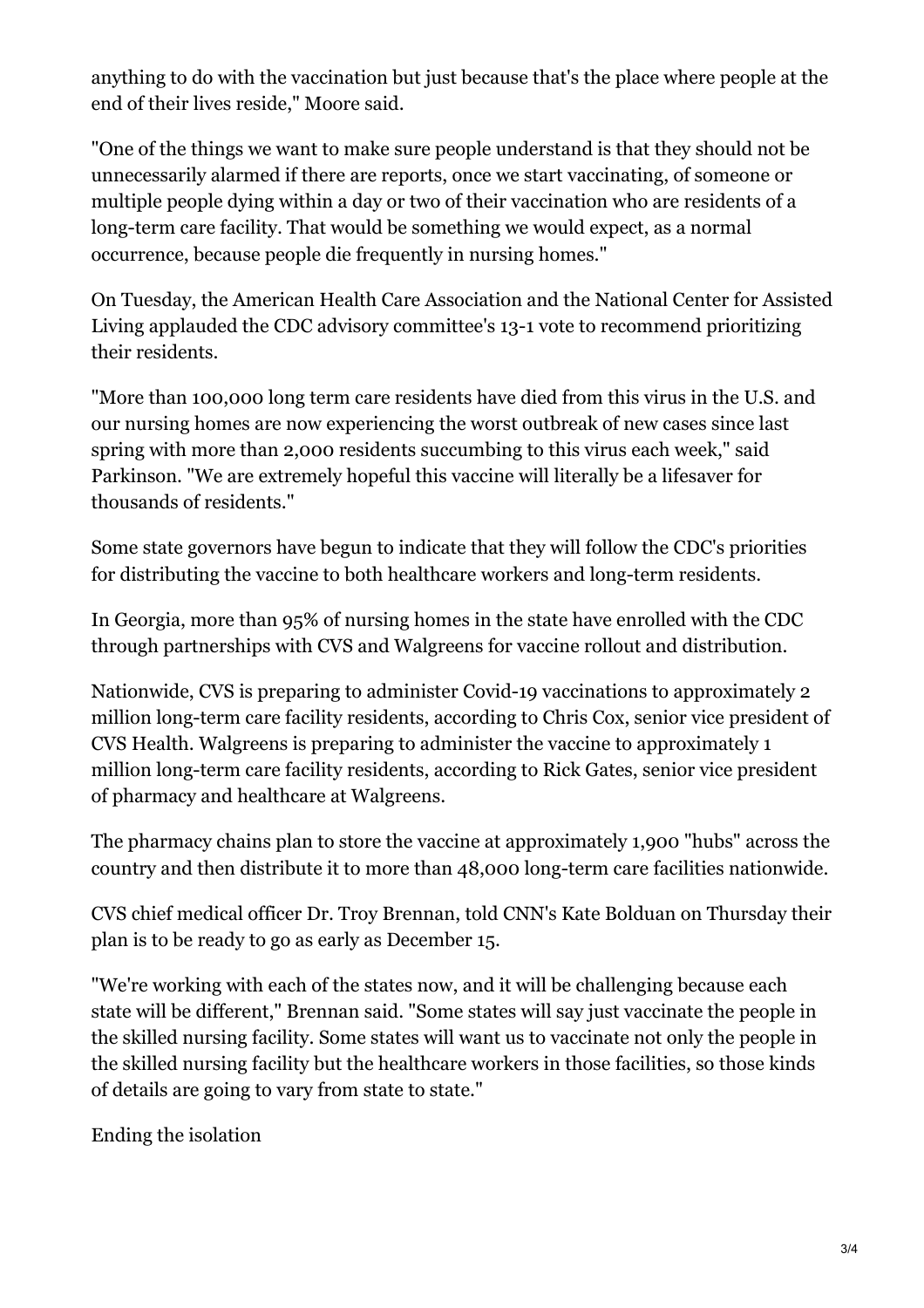anything to do with the vaccination but just because that's the place where people at the end of their lives reside," Moore said.

"One of the things we want to make sure people understand is that they should not be unnecessarily alarmed if there are reports, once we start vaccinating, of someone or multiple people dying within a day or two of their vaccination who are residents of a long-term care facility. That would be something we would expect, as a normal occurrence, because people die frequently in nursing homes."

On Tuesday, the American Health Care Association and the National Center for Assisted Living applauded the CDC advisory committee's 13-1 vote to recommend prioritizing their residents.

"More than 100,000 long term care residents have died from this virus in the U.S. and our nursing homes are now experiencing the worst outbreak of new cases since last spring with more than 2,000 residents succumbing to this virus each week," said Parkinson. "We are extremely hopeful this vaccine will literally be a lifesaver for thousands of residents."

Some state governors have begun to indicate that they will follow the CDC's priorities for distributing the vaccine to both healthcare workers and long-term residents.

In Georgia, more than 95% of nursing homes in the state have enrolled with the CDC through partnerships with CVS and Walgreens for vaccine rollout and distribution.

Nationwide, CVS is preparing to administer Covid-19 vaccinations to approximately 2 million long-term care facility residents, according to Chris Cox, senior vice president of CVS Health. Walgreens is preparing to administer the vaccine to approximately 1 million long-term care facility residents, according to Rick Gates, senior vice president of pharmacy and healthcare at Walgreens.

The pharmacy chains plan to store the vaccine at approximately 1,900 "hubs" across the country and then distribute it to more than 48,000 long-term care facilities nationwide.

CVS chief medical officer Dr. Troy Brennan, told CNN's Kate Bolduan on Thursday their plan is to be ready to go as early as December 15.

"We're working with each of the states now, and it will be challenging because each state will be different," Brennan said. "Some states will say just vaccinate the people in the skilled nursing facility. Some states will want us to vaccinate not only the people in the skilled nursing facility but the healthcare workers in those facilities, so those kinds of details are going to vary from state to state."

## Ending the isolation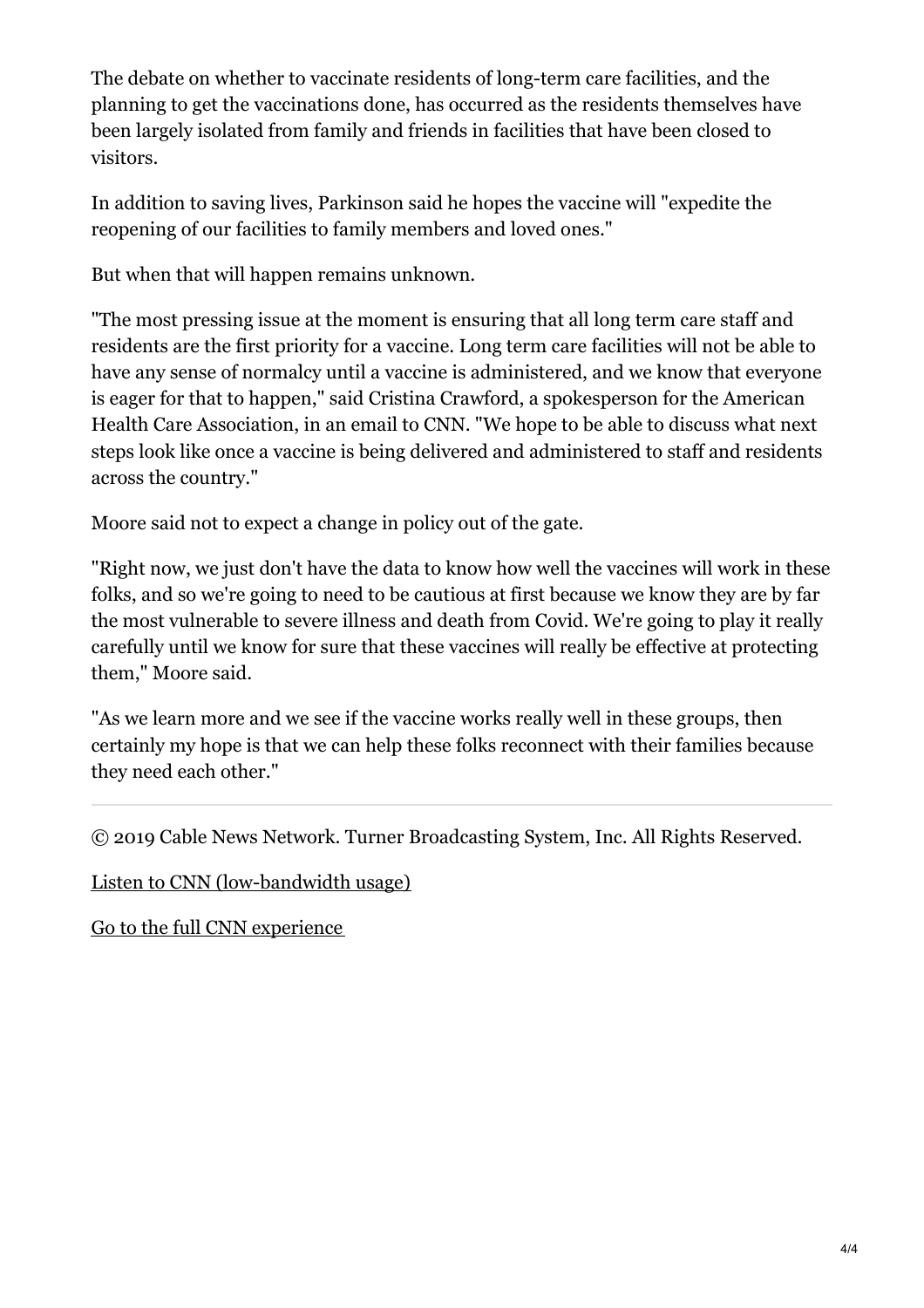The debate on whether to vaccinate residents of long-term care facilities, and the planning to get the vaccinations done, has occurred as the residents themselves have been largely isolated from family and friends in facilities that have been closed to visitors.

In addition to saving lives, Parkinson said he hopes the vaccine will "expedite the reopening of our facilities to family members and loved ones."

But when that will happen remains unknown.

"The most pressing issue at the moment is ensuring that all long term care staff and residents are the first priority for a vaccine. Long term care facilities will not be able to have any sense of normalcy until a vaccine is administered, and we know that everyone is eager for that to happen," said Cristina Crawford, a spokesperson for the American Health Care Association, in an email to CNN. "We hope to be able to discuss what next steps look like once a vaccine is being delivered and administered to staff and residents across the country."

Moore said not to expect a change in policy out of the gate.

"Right now, we just don't have the data to know how well the vaccines will work in these folks, and so we're going to need to be cautious at first because we know they are by far the most vulnerable to severe illness and death from Covid. We're going to play it really carefully until we know for sure that these vaccines will really be effective at protecting them," Moore said.

"As we learn more and we see if the vaccine works really well in these groups, then certainly my hope is that we can help these folks reconnect with their families because they need each other."

---

© 2019 Cable News Network. Turner Broadcasting System, Inc. All Rights Reserved.

Listen to CNN (low-bandwidth usage)

Go to the full CNN experience